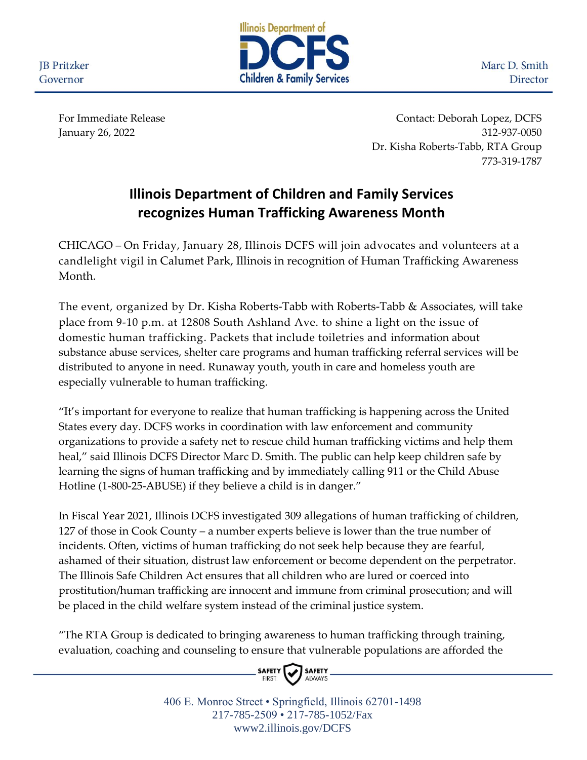JB Pritzker
Governor

Illinois Department of
DCFS
Children & Family Services

Marc D. Smith
Director

For Immediate Release
January 26, 2022

Contact: Deborah Lopez, DCFS
312-937-0050
Dr. Kisha Roberts-Tabb, RTA Group
773-319-1787

# Illinois Department of Children and Family Services recognizes Human Trafficking Awareness Month

CHICAGO – On Friday, January 28, Illinois DCFS will join advocates and volunteers at a candlelight vigil in Calumet Park, Illinois in recognition of Human Trafficking Awareness Month.

The event, organized by Dr. Kisha Roberts-Tabb with Roberts-Tabb & Associates, will take place from 9-10 p.m. at 12808 South Ashland Ave. to shine a light on the issue of domestic human trafficking. Packets that include toiletries and information about substance abuse services, shelter care programs and human trafficking referral services will be distributed to anyone in need. Runaway youth, youth in care and homeless youth are especially vulnerable to human trafficking.

"It's important for everyone to realize that human trafficking is happening across the United States every day. DCFS works in coordination with law enforcement and community organizations to provide a safety net to rescue child human trafficking victims and help them heal," said Illinois DCFS Director Marc D. Smith. The public can help keep children safe by learning the signs of human trafficking and by immediately calling 911 or the Child Abuse Hotline (1-800-25-ABUSE) if they believe a child is in danger."

In Fiscal Year 2021, Illinois DCFS investigated 309 allegations of human trafficking of children, 127 of those in Cook County – a number experts believe is lower than the true number of incidents. Often, victims of human trafficking do not seek help because they are fearful, ashamed of their situation, distrust law enforcement or become dependent on the perpetrator. The Illinois Safe Children Act ensures that all children who are lured or coerced into prostitution/human trafficking are innocent and immune from criminal prosecution; and will be placed in the child welfare system instead of the criminal justice system.

"The RTA Group is dedicated to bringing awareness to human trafficking through training, evaluation, coaching and counseling to ensure that vulnerable populations are afforded the

SAFETY FIRST SAFETY ALWAYS

406 E. Monroe Street • Springfield, Illinois 62701-1498
217-785-2509 • 217-785-1052/Fax
www2.illinois.gov/DCFS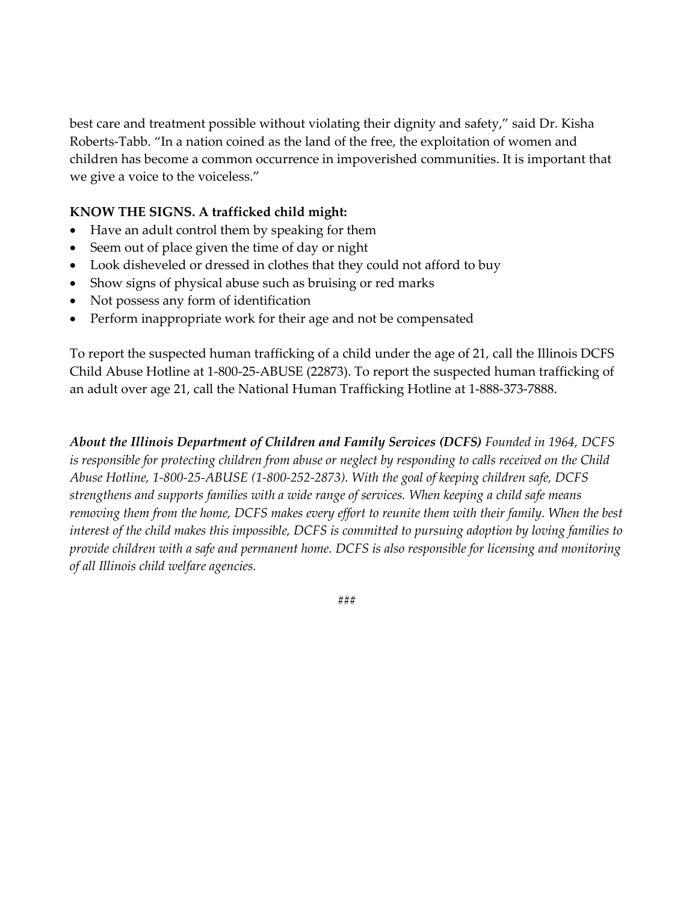best care and treatment possible without violating their dignity and safety," said Dr. Kisha Roberts-Tabb. "In a nation coined as the land of the free, the exploitation of women and children has become a common occurrence in impoverished communities. It is important that we give a voice to the voiceless."

**KNOW THE SIGNS. A trafficked child might:**

- Have an adult control them by speaking for them
- Seem out of place given the time of day or night
- Look disheveled or dressed in clothes that they could not afford to buy
- Show signs of physical abuse such as bruising or red marks
- Not possess any form of identification
- Perform inappropriate work for their age and not be compensated

To report the suspected human trafficking of a child under the age of 21, call the Illinois DCFS Child Abuse Hotline at 1-800-25-ABUSE (22873). To report the suspected human trafficking of an adult over age 21, call the National Human Trafficking Hotline at 1-888-373-7888.

***About the Illinois Department of Children and Family Services (DCFS)*** *Founded in 1964, DCFS is responsible for protecting children from abuse or neglect by responding to calls received on the Child Abuse Hotline, 1-800-25-ABUSE (1-800-252-2873). With the goal of keeping children safe, DCFS strengthens and supports families with a wide range of services. When keeping a child safe means removing them from the home, DCFS makes every effort to reunite them with their family. When the best interest of the child makes this impossible, DCFS is committed to pursuing adoption by loving families to provide children with a safe and permanent home. DCFS is also responsible for licensing and monitoring of all Illinois child welfare agencies.*

###